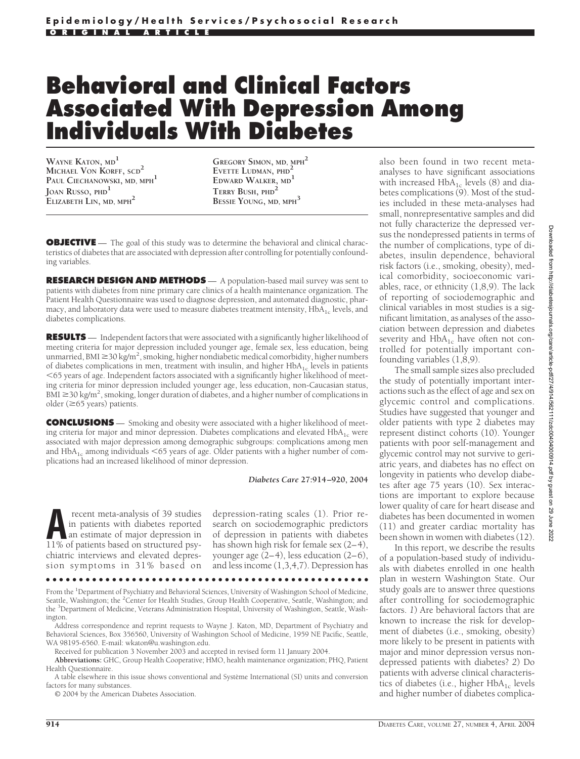Epidemiology/Health Services/Psychosocial Research

ORIGINAL ARTICLE

# Behavioral and Clinical Factors Associated With Depression Among Individuals With Diabetes

WAYNE KATON, MD[1]
MICHAEL VON KORFF, SCD[2]
PAUL CIECHANOWSKI, MD, MPH[1]
JOAN RUSSO, PHD[1]
ELIZABETH LIN, MD, MPH[2]
GREGORY SIMON, MD, MPH[2]
EVETTE LUDMAN, PHD[2]
EDWARD WALKER, MD[1]
TERRY BUSH, PHD[2]
BESSIE YOUNG, MD, MPH[3]

**OBJECTIVE** — The goal of this study was to determine the behavioral and clinical characteristics of diabetes that are associated with depression after controlling for potentially confounding variables.

**RESEARCH DESIGN AND METHODS** — A population-based mail survey was sent to patients with diabetes from nine primary care clinics of a health maintenance organization. The Patient Health Questionnaire was used to diagnose depression, and automated diagnostic, pharmacy, and laboratory data were used to measure diabetes treatment intensity, $HbA_{1c}$ levels, and diabetes complications.

**RESULTS** — Independent factors that were associated with a significantly higher likelihood of meeting criteria for major depression included younger age, female sex, less education, being unmarried, BMI $\geq$30 $kg/m^2$, smoking, higher nondiabetic medical comorbidity, higher numbers of diabetes complications in men, treatment with insulin, and higher $HbA_{1c}$ levels in patients <65 years of age. Independent factors associated with a significantly higher likelihood of meeting criteria for minor depression included younger age, less education, non-Caucasian status, BMI $\geq$30 $kg/m^2$, smoking, longer duration of diabetes, and a higher number of complications in older ($\geq$65 years) patients.

**CONCLUSIONS** — Smoking and obesity were associated with a higher likelihood of meeting criteria for major and minor depression. Diabetes complications and elevated $HbA_{1c}$ were associated with major depression among demographic subgroups: complications among men and $HbA_{1c}$ among individuals <65 years of age. Older patients with a higher number of complications had an increased likelihood of minor depression.

*Diabetes Care* **27:914–920, 2004**

A recent meta-analysis of 39 studies in patients with diabetes reported an estimate of major depression in 11% of patients based on structured psychiatric interviews and elevated depression symptoms in 31% based on depression-rating scales (1). Prior research on sociodemographic predictors of depression in patients with diabetes has shown high risk for female sex (2–4), younger age (2–4), less education (2–6), and less income (1,3,4,7). Depression has also been found in two recent meta-analyses to have significant associations with increased $HbA_{1c}$ levels (8) and diabetes complications (9). Most of the studies included in these meta-analyses had small, nonrepresentative samples and did not fully characterize the depressed versus the nondepressed patients in terms of the number of complications, type of diabetes, insulin dependence, behavioral risk factors (i.e., smoking, obesity), medical comorbidity, socioeconomic variables, race, or ethnicity (1,8,9). The lack of reporting of sociodemographic and clinical variables in most studies is a significant limitation, as analyses of the association between depression and diabetes severity and $HbA_{1c}$ have often not controlled for potentially important confounding variables (1,8,9).

The small sample sizes also precluded the study of potentially important interactions such as the effect of age and sex on glycemic control and complications. Studies have suggested that younger and older patients with type 2 diabetes may represent distinct cohorts (10). Younger patients with poor self-management and glycemic control may not survive to geriatric years, and diabetes has no effect on longevity in patients who develop diabetes after age 75 years (10). Sex interactions are important to explore because lower quality of care for heart disease and diabetes has been documented in women (11) and greater cardiac mortality has been shown in women with diabetes (12).

In this report, we describe the results of a population-based study of individuals with diabetes enrolled in one health plan in western Washington State. Our study goals are to answer three questions after controlling for sociodemographic factors. *1*) Are behavioral factors that are known to increase the risk for development of diabetes (i.e., smoking, obesity) more likely to be present in patients with major and minor depression versus nondepressed patients with diabetes? *2*) Do patients with adverse clinical characteristics of diabetes (i.e., higher $HbA_{1c}$ levels and higher number of diabetes complica-

From the [1]Department of Psychiatry and Behavioral Sciences, University of Washington School of Medicine, Seattle, Washington; the [2]Center for Health Studies, Group Health Cooperative, Seattle, Washington; and the [3]Department of Medicine, Veterans Administration Hospital, University of Washington, Seattle, Washington.

Address correspondence and reprint requests to Wayne J. Katon, MD, Department of Psychiatry and Behavioral Sciences, Box 356560, University of Washington School of Medicine, 1959 NE Pacific, Seattle, WA 98195-6560. E-mail: wkaton@u.washington.edu.

Received for publication 3 November 2003 and accepted in revised form 11 January 2004.

**Abbreviations:** GHC, Group Health Cooperative; HMO, health maintenance organization; PHQ, Patient Health Questionnaire.

A table elsewhere in this issue shows conventional and Système International (SI) units and conversion factors for many substances.

© 2004 by the American Diabetes Association.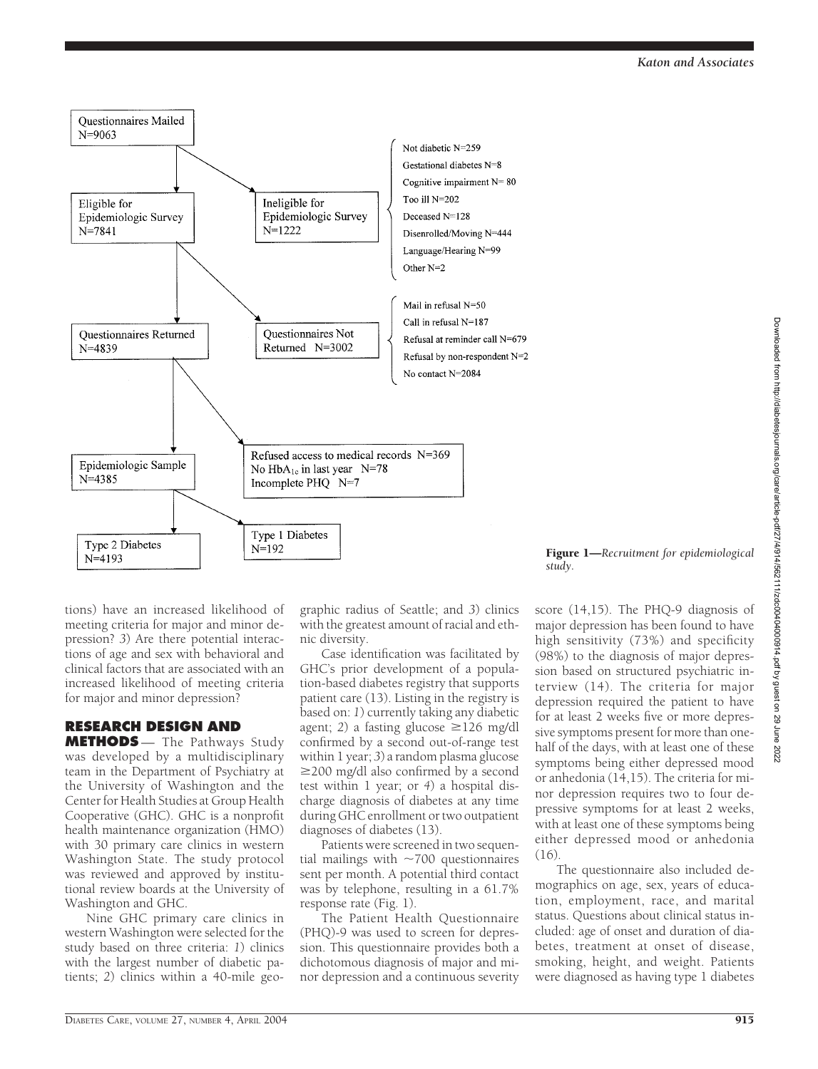Questions Mailed N=9063

- Eligible for Epidemiologic Survey N=7841
- Ineligible for Epidemiologic Survey N=1222
  - Not diabetic N=259
  - Gestational diabetes N=8
  - Cognitive impairment N= 80
  - Too ill N=202
  - Deceased N=128
  - Disenrolled/Moving N=444
  - Language/Hearing N=99
  - Other N=2

Eligible for Epidemiologic Survey N=7841

- Questionnaires Returned N=4839
- Questionnaires Not Returned N=3002
  - Mail in refusal N=50
  - Call in refusal N=187
  - Refusal at reminder call N=679
  - Refusal by non-respondent N=2
  - No contact N=2084

Questionnaires Returned N=4839

- Epidemiologic Sample N=4385
- Refused access to medical records N=369
- No $HbA_{1c}$ in last year N=78
- Incomplete PHQ N=7

Epidemiologic Sample N=4385

- Type 2 Diabetes N=4193
- Type 1 Diabetes N=192

**Figure 1**—*Recruitment for epidemiological study.*

tions) have an increased likelihood of meeting criteria for major and minor depression? *3*) Are there potential interactions of age and sex with behavioral and clinical factors that are associated with an increased likelihood of meeting criteria for major and minor depression?

## RESEARCH DESIGN AND METHODS

The Pathways Study was developed by a multidisciplinary team in the Department of Psychiatry at the University of Washington and the Center for Health Studies at Group Health Cooperative (GHC). GHC is a nonprofit health maintenance organization (HMO) with 30 primary care clinics in western Washington State. The study protocol was reviewed and approved by institutional review boards at the University of Washington and GHC.

Nine GHC primary care clinics in western Washington were selected for the study based on three criteria: *1*) clinics with the largest number of diabetic patients; *2*) clinics within a 40-mile geographic radius of Seattle; and *3*) clinics with the greatest amount of racial and ethnic diversity.

Case identification was facilitated by GHC's prior development of a population-based diabetes registry that supports patient care (13). Listing in the registry is based on: *1*) currently taking any diabetic agent; *2*) a fasting glucose ≥126 mg/dl confirmed by a second out-of-range test within 1 year; *3*) a random plasma glucose ≥200 mg/dl also confirmed by a second test within 1 year; or *4*) a hospital discharge diagnosis of diabetes at any time during GHC enrollment or two outpatient diagnoses of diabetes (13).

Patients were screened in two sequential mailings with ~700 questionnaires sent per month. A potential third contact was by telephone, resulting in a 61.7% response rate (Fig. 1).

The Patient Health Questionnaire (PHQ)-9 was used to screen for depression. This questionnaire provides both a dichotomous diagnosis of major and minor depression and a continuous severity score (14,15). The PHQ-9 diagnosis of major depression has been found to have high sensitivity (73%) and specificity (98%) to the diagnosis of major depression based on structured psychiatric interview (14). The criteria for major depression required the patient to have for at least 2 weeks five or more depressive symptoms present for more than one-half of the days, with at least one of these symptoms being either depressed mood or anhedonia (14,15). The criteria for minor depression requires two to four depressive symptoms for at least 2 weeks, with at least one of these symptoms being either depressed mood or anhedonia (16).

The questionnaire also included demographics on age, sex, years of education, employment, race, and marital status. Questions about clinical status included: age of onset and duration of diabetes, treatment at onset of disease, smoking, height, and weight. Patients were diagnosed as having type 1 diabetes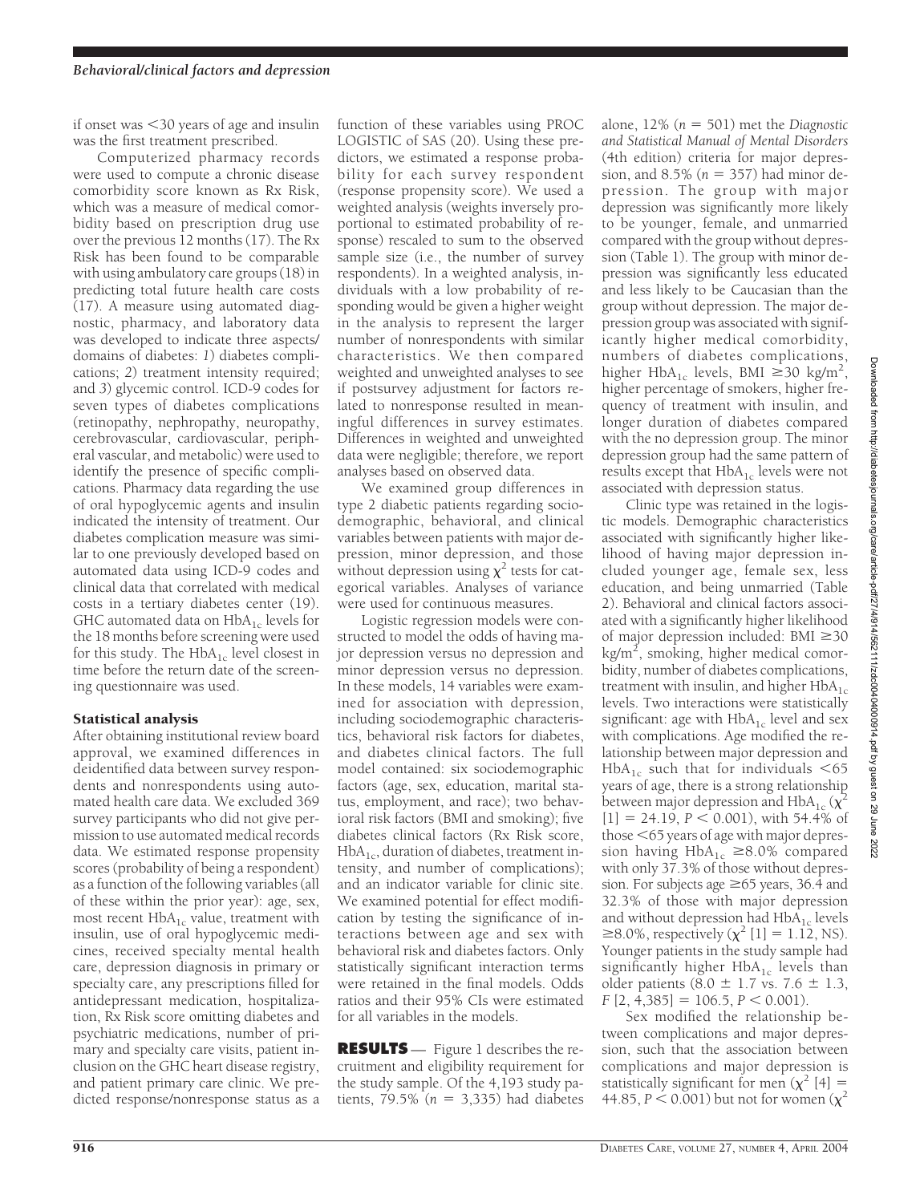if onset was <30 years of age and insulin was the first treatment prescribed.

Computerized pharmacy records were used to compute a chronic disease comorbidity score known as Rx Risk, which was a measure of medical comorbidity based on prescription drug use over the previous 12 months (17). The Rx Risk has been found to be comparable with using ambulatory care groups (18) in predicting total future health care costs (17). A measure using automated diagnostic, pharmacy, and laboratory data was developed to indicate three aspects/domains of diabetes: *1*) diabetes complications; *2*) treatment intensity required; and *3*) glycemic control. ICD-9 codes for seven types of diabetes complications (retinopathy, nephropathy, neuropathy, cerebrovascular, cardiovascular, peripheral vascular, and metabolic) were used to identify the presence of specific complications. Pharmacy data regarding the use of oral hypoglycemic agents and insulin indicated the intensity of treatment. Our diabetes complication measure was similar to one previously developed based on automated data using ICD-9 codes and clinical data that correlated with medical costs in a tertiary diabetes center (19). GHC automated data on $HbA_{1c}$ levels for the 18 months before screening were used for this study. The $HbA_{1c}$ level closest in time before the return date of the screening questionnaire was used.

### Statistical analysis

After obtaining institutional review board approval, we examined differences in deidentified data between survey respondents and nonrespondents using automated health care data. We excluded 369 survey participants who did not give permission to use automated medical records data. We estimated response propensity scores (probability of being a respondent) as a function of the following variables (all of these within the prior year): age, sex, most recent $HbA_{1c}$ value, treatment with insulin, use of oral hypoglycemic medicines, received specialty mental health care, depression diagnosis in primary or specialty care, any prescriptions filled for antidepressant medication, hospitalization, Rx Risk score omitting diabetes and psychiatric medications, number of primary and specialty care visits, patient inclusion on the GHC heart disease registry, and patient primary care clinic. We predicted response/nonresponse status as a function of these variables using PROC LOGISTIC of SAS (20). Using these predictors, we estimated a response probability for each survey respondent (response propensity score). We used a weighted analysis (weights inversely proportional to estimated probability of response) rescaled to sum to the observed sample size (i.e., the number of survey respondents). In a weighted analysis, individuals with a low probability of responding would be given a higher weight in the analysis to represent the larger number of nonrespondents with similar characteristics. We then compared weighted and unweighted analyses to see if postsurvey adjustment for factors related to nonresponse resulted in meaningful differences in survey estimates. Differences in weighted and unweighted data were negligible; therefore, we report analyses based on observed data.

We examined group differences in type 2 diabetic patients regarding sociodemographic, behavioral, and clinical variables between patients with major depression, minor depression, and those without depression using $\chi^2$ tests for categorical variables. Analyses of variance were used for continuous measures.

Logistic regression models were constructed to model the odds of having major depression versus no depression and minor depression versus no depression. In these models, 14 variables were examined for association with depression, including sociodemographic characteristics, behavioral risk factors for diabetes, and diabetes clinical factors. The full model contained: six sociodemographic factors (age, sex, education, marital status, employment, and race); two behavioral risk factors (BMI and smoking); five diabetes clinical factors (Rx Risk score, $HbA_{1c}$, duration of diabetes, treatment intensity, and number of complications); and an indicator variable for clinic site. We examined potential for effect modification by testing the significance of interactions between age and sex with behavioral risk and diabetes factors. Only statistically significant interaction terms were retained in the final models. Odds ratios and their 95% CIs were estimated for all variables in the models.

## RESULTS

Figure 1 describes the recruitment and eligibility requirement for the study sample. Of the 4,193 study patients, 79.5% ($n$ = 3,335) had diabetes alone, 12% ($n$ = 501) met the *Diagnostic and Statistical Manual of Mental Disorders* (4th edition) criteria for major depression, and 8.5% ($n$ = 357) had minor depression. The group with major depression was significantly more likely to be younger, female, and unmarried compared with the group without depression (Table 1). The group with minor depression was significantly less educated and less likely to be Caucasian than the group without depression. The major depression group was associated with significantly higher medical comorbidity, numbers of diabetes complications, higher $HbA_{1c}$ levels, BMI ≥30 kg/m$^2$, higher percentage of smokers, higher frequency of treatment with insulin, and longer duration of diabetes compared with the no depression group. The minor depression group had the same pattern of results except that $HbA_{1c}$ levels were not associated with depression status.

Clinic type was retained in the logistic models. Demographic characteristics associated with significantly higher likelihood of having major depression included younger age, female sex, less education, and being unmarried (Table 2). Behavioral and clinical factors associated with a significantly higher likelihood of major depression included: BMI ≥30 kg/m$^2$, smoking, higher medical comorbidity, number of diabetes complications, treatment with insulin, and higher $HbA_{1c}$ levels. Two interactions were statistically significant: age with $HbA_{1c}$ level and sex with complications. Age modified the relationship between major depression and $HbA_{1c}$ such that for individuals <65 years of age, there is a strong relationship between major depression and $HbA_{1c}$ ($\chi^2$ [1] = 24.19, $P < 0.001$), with 54.4% of those <65 years of age with major depression having $HbA_{1c}$ ≥8.0% compared with only 37.3% of those without depression. For subjects age ≥65 years, 36.4 and 32.3% of those with major depression and without depression had $HbA_{1c}$ levels ≥8.0%, respectively ($\chi^2$ [1] = 1.12, NS). Younger patients in the study sample had significantly higher $HbA_{1c}$ levels than older patients (8.0 ± 1.7 vs. 7.6 ± 1.3, $F$ [2, 4,385] = 106.5, $P < 0.001$).

Sex modified the relationship between complications and major depression, such that the association between complications and major depression is statistically significant for men ($\chi^2$ [4] = 44.85, $P < 0.001$) but not for women ($\chi^2$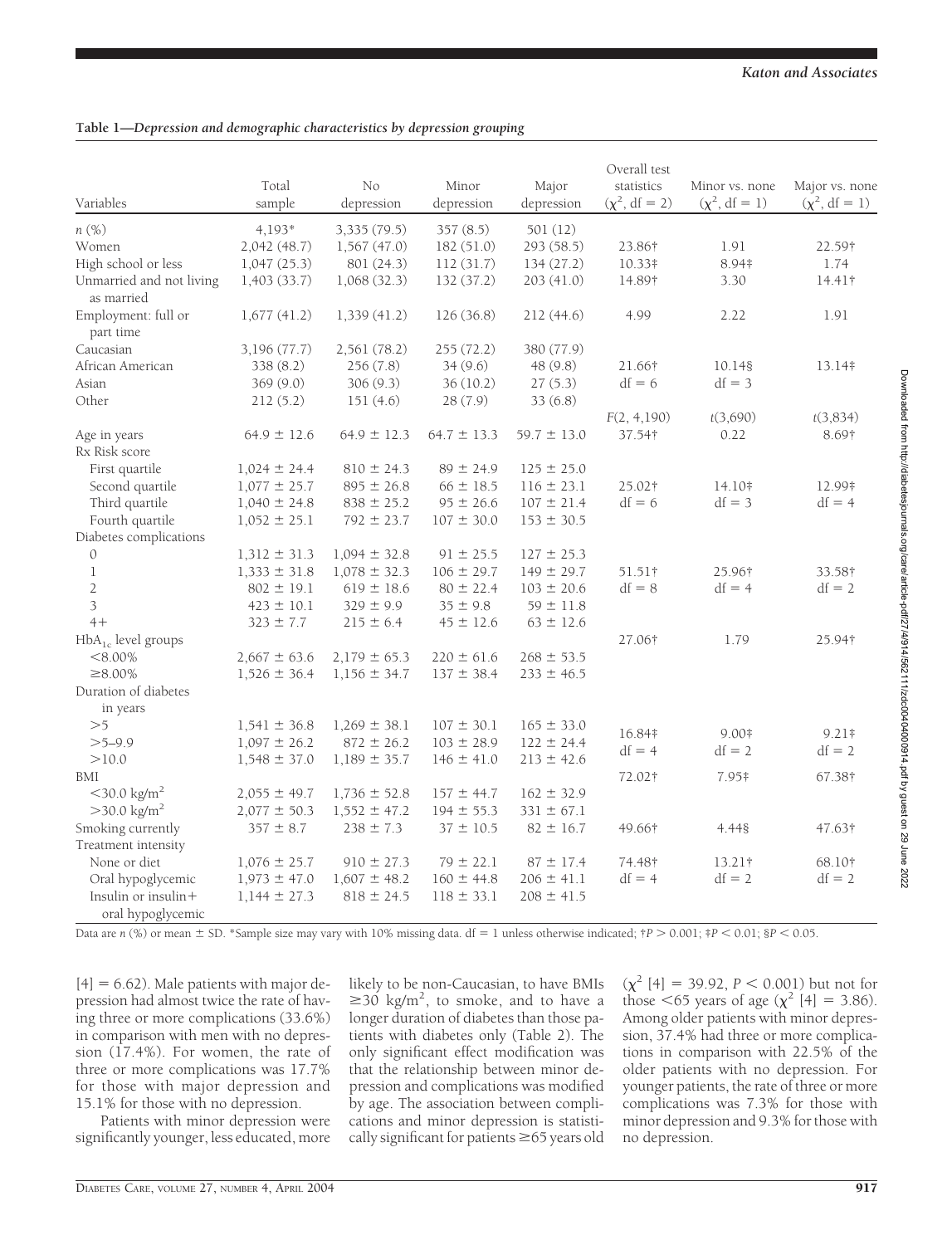**Table 1—Depression and demographic characteristics by depression grouping**

| Variables | Total sample | No depression | Minor depression | Major depression | Overall test statistics ($\chi^2$, df = 2) | Minor vs. none ($\chi^2$, df = 1) | Major vs. none ($\chi^2$, df = 1) |
|---|---|---|---|---|---|---|---|
| *n* (%) | 4,193* | 3,335 (79.5) | 357 (8.5) | 501 (12) | | | |
| Women | 2,042 (48.7) | 1,567 (47.0) | 182 (51.0) | 293 (58.5) | 23.86† | 1.91 | 22.59† |
| High school or less | 1,047 (25.3) | 801 (24.3) | 112 (31.7) | 134 (27.2) | 10.33‡ | 8.94‡ | 1.74 |
| Unmarried and not living as married | 1,403 (33.7) | 1,068 (32.3) | 132 (37.2) | 203 (41.0) | 14.89† | 3.30 | 14.41† |
| Employment: full or part time | 1,677 (41.2) | 1,339 (41.2) | 126 (36.8) | 212 (44.6) | 4.99 | 2.22 | 1.91 |
| Caucasian | 3,196 (77.7) | 2,561 (78.2) | 255 (72.2) | 380 (77.9) | | | |
| African American | 338 (8.2) | 256 (7.8) | 34 (9.6) | 48 (9.8) | 21.66† | 10.14§ | 13.14‡ |
| Asian | 369 (9.0) | 306 (9.3) | 36 (10.2) | 27 (5.3) | df = 6 | df = 3 | |
| Other | 212 (5.2) | 151 (4.6) | 28 (7.9) | 33 (6.8) | | | |
| | | | | | $F$(2, 4,190) | $t$(3,690) | $t$(3,834) |
| Age in years | 64.9 ± 12.6 | 64.9 ± 12.3 | 64.7 ± 13.3 | 59.7 ± 13.0 | 37.54† | 0.22 | 8.69† |
| Rx Risk score | | | | | | | |
| First quartile | 1,024 ± 24.4 | 810 ± 24.3 | 89 ± 24.9 | 125 ± 25.0 | | | |
| Second quartile | 1,077 ± 25.7 | 895 ± 26.8 | 66 ± 18.5 | 116 ± 23.1 | 25.02† | 14.10‡ | 12.99‡ |
| Third quartile | 1,040 ± 24.8 | 838 ± 25.2 | 95 ± 26.6 | 107 ± 21.4 | df = 6 | df = 3 | df = 4 |
| Fourth quartile | 1,052 ± 25.1 | 792 ± 23.7 | 107 ± 30.0 | 153 ± 30.5 | | | |
| Diabetes complications | | | | | | | |
| 0 | 1,312 ± 31.3 | 1,094 ± 32.8 | 91 ± 25.5 | 127 ± 25.3 | | | |
| 1 | 1,333 ± 31.8 | 1,078 ± 32.3 | 106 ± 29.7 | 149 ± 29.7 | 51.51† | 25.96† | 33.58† |
| 2 | 802 ± 19.1 | 619 ± 18.6 | 80 ± 22.4 | 103 ± 20.6 | df = 8 | df = 4 | df = 2 |
| 3 | 423 ± 10.1 | 329 ± 9.9 | 35 ± 9.8 | 59 ± 11.8 | | | |
| 4+ | 323 ± 7.7 | 215 ± 6.4 | 45 ± 12.6 | 63 ± 12.6 | | | |
| $HbA_{1c}$ level groups | | | | | 27.06† | 1.79 | 25.94† |
| <8.00% | 2,667 ± 63.6 | 2,179 ± 65.3 | 220 ± 61.6 | 268 ± 53.5 | | | |
| ≥8.00% | 1,526 ± 36.4 | 1,156 ± 34.7 | 137 ± 38.4 | 233 ± 46.5 | | | |
| Duration of diabetes in years | | | | | | | |
| >5 | 1,541 ± 36.8 | 1,269 ± 38.1 | 107 ± 30.1 | 165 ± 33.0 | 16.84‡ | 9.00‡ | 9.21‡ |
| >5–9.9 | 1,097 ± 26.2 | 872 ± 26.2 | 103 ± 28.9 | 122 ± 24.4 | df = 4 | df = 2 | df = 2 |
| >10.0 | 1,548 ± 37.0 | 1,189 ± 35.7 | 146 ± 41.0 | 213 ± 42.6 | | | |
| BMI | | | | | 72.02† | 7.95‡ | 67.38† |
| <30.0 kg/m² | 2,055 ± 49.7 | 1,736 ± 52.8 | 157 ± 44.7 | 162 ± 32.9 | | | |
| >30.0 kg/m² | 2,077 ± 50.3 | 1,552 ± 47.2 | 194 ± 55.3 | 331 ± 67.1 | | | |
| Smoking currently | 357 ± 8.7 | 238 ± 7.3 | 37 ± 10.5 | 82 ± 16.7 | 49.66† | 4.44§ | 47.63† |
| Treatment intensity | | | | | | | |
| None or diet | 1,076 ± 25.7 | 910 ± 27.3 | 79 ± 22.1 | 87 ± 17.4 | 74.48† | 13.21† | 68.10† |
| Oral hypoglycemic | 1,973 ± 47.0 | 1,607 ± 48.2 | 160 ± 44.8 | 206 ± 41.1 | df = 4 | df = 2 | df = 2 |
| Insulin or insulin+ oral hypoglycemic | 1,144 ± 27.3 | 818 ± 24.5 | 118 ± 33.1 | 208 ± 41.5 | | | |

Data are *n* (%) or mean ± SD. *Sample size may vary with 10% missing data. df = 1 unless otherwise indicated; †$P > 0.001$; ‡$P < 0.01$; §$P < 0.05$.

[4] = 6.62). Male patients with major depression had almost twice the rate of having three or more complications (33.6%) in comparison with men with no depression (17.4%). For women, the rate of three or more complications was 17.7% for those with major depression and 15.1% for those with no depression.

Patients with minor depression were significantly younger, less educated, more likely to be non-Caucasian, to have BMIs ≥30 kg/m², to smoke, and to have a longer duration of diabetes than those patients with diabetes only (Table 2). The only significant effect modification was that the relationship between minor depression and complications was modified by age. The association between complications and minor depression is statistically significant for patients ≥65 years old ($\chi^2$ [4] = 39.92, $P < 0.001$) but not for those <65 years of age ($\chi^2$ [4] = 3.86). Among older patients with minor depression, 37.4% had three or more complications in comparison with 22.5% of the older patients with no depression. For younger patients, the rate of three or more complications was 7.3% for those with minor depression and 9.3% for those with no depression.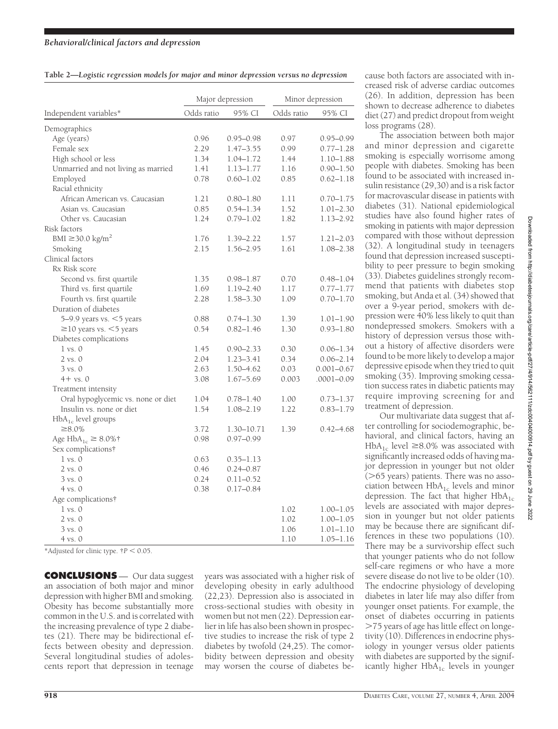**Table 2—Logistic regression models for major and minor depression versus no depression**

| Independent variables* | Major depression | | Minor depression | |
|---|---|---|---|---|
| | Odds ratio | 95% CI | Odds ratio | 95% CI |
| Demographics | | | | |
| Age (years) | 0.96 | 0.95–0.98 | 0.97 | 0.95–0.99 |
| Female sex | 2.29 | 1.47–3.55 | 0.99 | 0.77–1.28 |
| High school or less | 1.34 | 1.04–1.72 | 1.44 | 1.10–1.88 |
| Unmarried and not living as married | 1.41 | 1.13–1.77 | 1.16 | 0.90–1.50 |
| Employed | 0.78 | 0.60–1.02 | 0.85 | 0.62–1.18 |
| Racial ethnicity | | | | |
| African American vs. Caucasian | 1.21 | 0.80–1.80 | 1.11 | 0.70–1.75 |
| Asian vs. Caucasian | 0.85 | 0.54–1.34 | 1.52 | 1.01–2.30 |
| Other vs. Caucasian | 1.24 | 0.79–1.02 | 1.82 | 1.13–2.92 |
| Risk factors | | | | |
| BMI ≥30.0 kg/m² | 1.76 | 1.39–2.22 | 1.57 | 1.21–2.03 |
| Smoking | 2.15 | 1.56–2.95 | 1.61 | 1.08–2.38 |
| Clinical factors | | | | |
| Rx Risk score | | | | |
| Second vs. first quartile | 1.35 | 0.98–1.87 | 0.70 | 0.48–1.04 |
| Third vs. first quartile | 1.69 | 1.19–2.40 | 1.17 | 0.77–1.77 |
| Fourth vs. first quartile | 2.28 | 1.58–3.30 | 1.09 | 0.70–1.70 |
| Duration of diabetes | | | | |
| 5–9.9 years vs. <5 years | 0.88 | 0.74–1.30 | 1.39 | 1.01–1.90 |
| ≥10 years vs. <5 years | 0.54 | 0.82–1.46 | 1.30 | 0.93–1.80 |
| Diabetes complications | | | | |
| 1 vs. 0 | 1.45 | 0.90–2.33 | 0.30 | 0.06–1.34 |
| 2 vs. 0 | 2.04 | 1.23–3.41 | 0.34 | 0.06–2.14 |
| 3 vs. 0 | 2.63 | 1.50–4.62 | 0.03 | 0.001–0.67 |
| 4+ vs. 0 | 3.08 | 1.67–5.69 | 0.003 | .0001–0.09 |
| Treatment intensity | | | | |
| Oral hypoglycemic vs. none or diet | 1.04 | 0.78–1.40 | 1.00 | 0.73–1.37 |
| Insulin vs. none or diet | 1.54 | 1.08–2.19 | 1.22 | 0.83–1.79 |
| $HbA_{1c}$ level groups | | | | |
| ≥8.0% | 3.72 | 1.30–10.71 | 1.39 | 0.42–4.68 |
| Age $HbA_{1c}$ ≥ 8.0%† | 0.98 | 0.97–0.99 | | |
| Sex complications† | | | | |
| 1 vs. 0 | 0.63 | 0.35–1.13 | | |
| 2 vs. 0 | 0.46 | 0.24–0.87 | | |
| 3 vs. 0 | 0.24 | 0.11–0.52 | | |
| 4 vs. 0 | 0.38 | 0.17–0.84 | | |
| Age complications† | | | | |
| 1 vs. 0 | | | 1.02 | 1.00–1.05 |
| 2 vs. 0 | | | 1.02 | 1.00–1.05 |
| 3 vs. 0 | | | 1.06 | 1.01–1.10 |
| 4 vs. 0 | | | 1.10 | 1.05–1.16 |

*Adjusted for clinic type. †$P < 0.05$.

**CONCLUSIONS** — Our data suggest an association of both major and minor depression with higher BMI and smoking. Obesity has become substantially more common in the U.S. and is correlated with the increasing prevalence of type 2 diabetes (21). There may be bidirectional effects between obesity and depression. Several longitudinal studies of adolescents report that depression in teenage years was associated with a higher risk of developing obesity in early adulthood (22,23). Depression also is associated in cross-sectional studies with obesity in women but not men (22). Depression earlier in life has also been shown in prospective studies to increase the risk of type 2 diabetes by twofold (24,25). The comorbidity between depression and obesity may worsen the course of diabetes because both factors are associated with increased risk of adverse cardiac outcomes (26). In addition, depression has been shown to decrease adherence to diabetes diet (27) and predict dropout from weight loss programs (28).

The association between both major and minor depression and cigarette smoking is especially worrisome among people with diabetes. Smoking has been found to be associated with increased insulin resistance (29,30) and is a risk factor for macrovascular disease in patients with diabetes (31). National epidemiological studies have also found higher rates of smoking in patients with major depression compared with those without depression (32). A longitudinal study in teenagers found that depression increased susceptibility to peer pressure to begin smoking (33). Diabetes guidelines strongly recommend that patients with diabetes stop smoking, but Anda et al. (34) showed that over a 9-year period, smokers with depression were 40% less likely to quit than nondepressed smokers. Smokers with a history of depression versus those without a history of affective disorders were found to be more likely to develop a major depressive episode when they tried to quit smoking (35). Improving smoking cessation success rates in diabetic patients may require improving screening for and treatment of depression.

Our multivariate data suggest that after controlling for sociodemographic, behavioral, and clinical factors, having an $HbA_{1c}$ level ≥8.0% was associated with significantly increased odds of having major depression in younger but not older (>65 years) patients. There was no association between $HbA_{1c}$ levels and minor depression. The fact that higher $HbA_{1c}$ levels are associated with major depression in younger but not older patients may be because there are significant differences in these two populations (10). There may be a survivorship effect such that younger patients who do not follow self-care regimens or who have a more severe disease do not live to be older (10). The endocrine physiology of developing diabetes in later life may also differ from younger onset patients. For example, the onset of diabetes occurring in patients >75 years of age has little effect on longevity (10). Differences in endocrine physiology in younger versus older patients with diabetes are supported by the significantly higher $HbA_{1c}$ levels in younger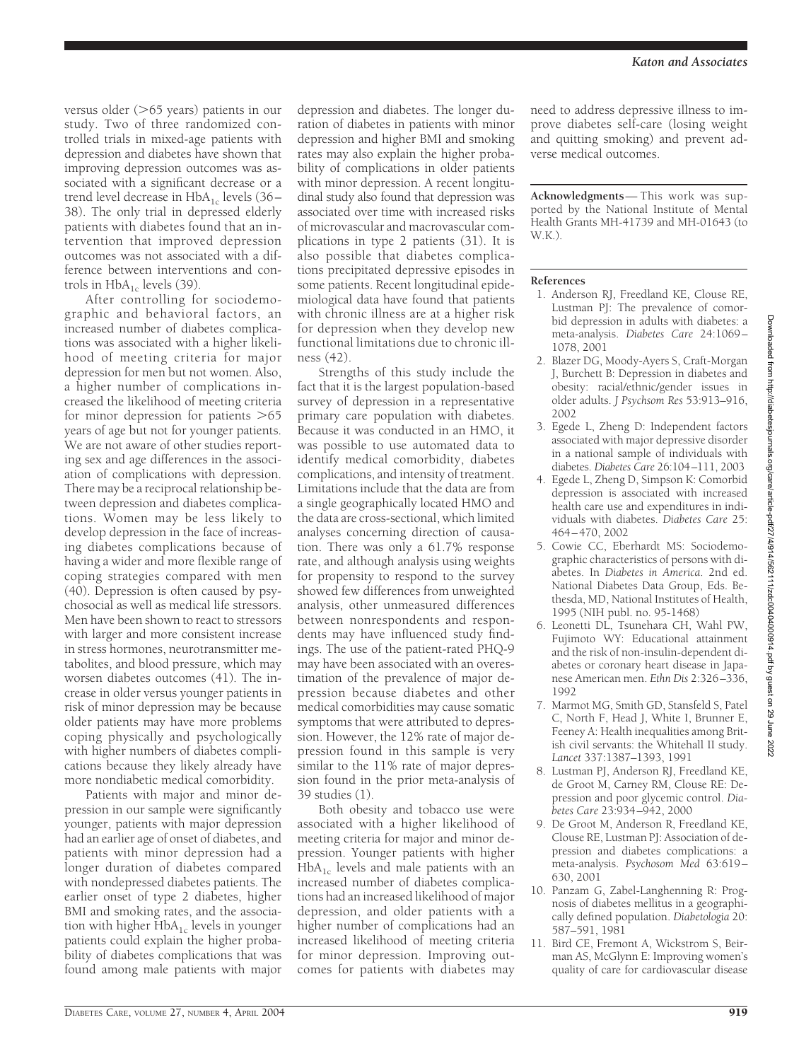versus older (>65 years) patients in our study. Two of three randomized controlled trials in mixed-age patients with depression and diabetes have shown that improving depression outcomes was associated with a significant decrease or a trend level decrease in $HbA_{1c}$ levels (36–38). The only trial in depressed elderly patients with diabetes found that an intervention that improved depression outcomes was not associated with a difference between interventions and controls in $HbA_{1c}$ levels (39).

After controlling for sociodemographic and behavioral factors, an increased number of diabetes complications was associated with a higher likelihood of meeting criteria for major depression for men but not women. Also, a higher number of complications increased the likelihood of meeting criteria for minor depression for patients >65 years of age but not for younger patients. We are not aware of other studies reporting sex and age differences in the association of complications with depression. There may be a reciprocal relationship between depression and diabetes complications. Women may be less likely to develop depression in the face of increasing diabetes complications because of having a wider and more flexible range of coping strategies compared with men (40). Depression is often caused by psychosocial as well as medical life stressors. Men have been shown to react to stressors with larger and more consistent increase in stress hormones, neurotransmitter metabolites, and blood pressure, which may worsen diabetes outcomes (41). The increase in older versus younger patients in risk of minor depression may be because older patients may have more problems coping physically and psychologically with higher numbers of diabetes complications because they likely already have more nondiabetic medical comorbidity.

Patients with major and minor depression in our sample were significantly younger, patients with major depression had an earlier age of onset of diabetes, and patients with minor depression had a longer duration of diabetes compared with nondepressed diabetes patients. The earlier onset of type 2 diabetes, higher BMI and smoking rates, and the association with higher $HbA_{1c}$ levels in younger patients could explain the higher probability of diabetes complications that was found among male patients with major depression and diabetes. The longer duration of diabetes in patients with minor depression and higher BMI and smoking rates may also explain the higher probability of complications in older patients with minor depression. A recent longitudinal study also found that depression was associated over time with increased risks of microvascular and macrovascular complications in type 2 patients (31). It is also possible that diabetes complications precipitated depressive episodes in some patients. Recent longitudinal epidemiological data have found that patients with chronic illness are at a higher risk for depression when they develop new functional limitations due to chronic illness (42).

Strengths of this study include the fact that it is the largest population-based survey of depression in a representative primary care population with diabetes. Because it was conducted in an HMO, it was possible to use automated data to identify medical comorbidity, diabetes complications, and intensity of treatment. Limitations include that the data are from a single geographically located HMO and the data are cross-sectional, which limited analyses concerning direction of causation. There was only a 61.7% response rate, and although analysis using weights for propensity to respond to the survey showed few differences from unweighted analysis, other unmeasured differences between nonrespondents and respondents may have influenced study findings. The use of the patient-rated PHQ-9 may have been associated with an overestimation of the prevalence of major depression because diabetes and other medical comorbidities may cause somatic symptoms that were attributed to depression. However, the 12% rate of major depression found in this sample is very similar to the 11% rate of major depression found in the prior meta-analysis of 39 studies (1).

Both obesity and tobacco use were associated with a higher likelihood of meeting criteria for major and minor depression. Younger patients with higher $HbA_{1c}$ levels and male patients with an increased number of diabetes complications had an increased likelihood of major depression, and older patients with a higher number of complications had an increased likelihood of meeting criteria for minor depression. Improving outcomes for patients with diabetes may need to address depressive illness to improve diabetes self-care (losing weight and quitting smoking) and prevent adverse medical outcomes.

**Acknowledgments**— This work was supported by the National Institute of Mental Health Grants MH-41739 and MH-01643 (to W.K.).

## References

1. Anderson RJ, Freedland KE, Clouse RE, Lustman PJ: The prevalence of comorbid depression in adults with diabetes: a meta-analysis. *Diabetes Care* 24:1069–1078, 2001
2. Blazer DG, Moody-Ayers S, Craft-Morgan J, Burchett B: Depression in diabetes and obesity: racial/ethnic/gender issues in older adults. *J Psychsom Res* 53:913–916, 2002
3. Egede L, Zheng D: Independent factors associated with major depressive disorder in a national sample of individuals with diabetes. *Diabetes Care* 26:104–111, 2003
4. Egede L, Zheng D, Simpson K: Comorbid depression is associated with increased health care use and expenditures in individuals with diabetes. *Diabetes Care* 25:464–470, 2002
5. Cowie CC, Eberhardt MS: Sociodemographic characteristics of persons with diabetes. In *Diabetes in America*. 2nd ed. National Diabetes Data Group, Eds. Bethesda, MD, National Institutes of Health, 1995 (NIH publ. no. 95-1468)
6. Leonetti DL, Tsunehara CH, Wahl PW, Fujimoto WY: Educational attainment and the risk of non-insulin-dependent diabetes or coronary heart disease in Japanese American men. *Ethn Dis* 2:326–336, 1992
7. Marmot MG, Smith GD, Stansfeld S, Patel C, North F, Head J, White I, Brunner E, Feeney A: Health inequalities among British civil servants: the Whitehall II study. *Lancet* 337:1387–1393, 1991
8. Lustman PJ, Anderson RJ, Freedland KE, de Groot M, Carney RM, Clouse RE: Depression and poor glycemic control. *Diabetes Care* 23:934–942, 2000
9. De Groot M, Anderson R, Freedland KE, Clouse RE, Lustman PJ: Association of depression and diabetes complications: a meta-analysis. *Psychosom Med* 63:619–630, 2001
10. Panzam G, Zabel-Langhenning R: Prognosis of diabetes mellitus in a geographically defined population. *Diabetologia* 20:587–591, 1981
11. Bird CE, Fremont A, Wickstrom S, Beirman AS, McGlynn E: Improving women's quality of care for cardiovascular disease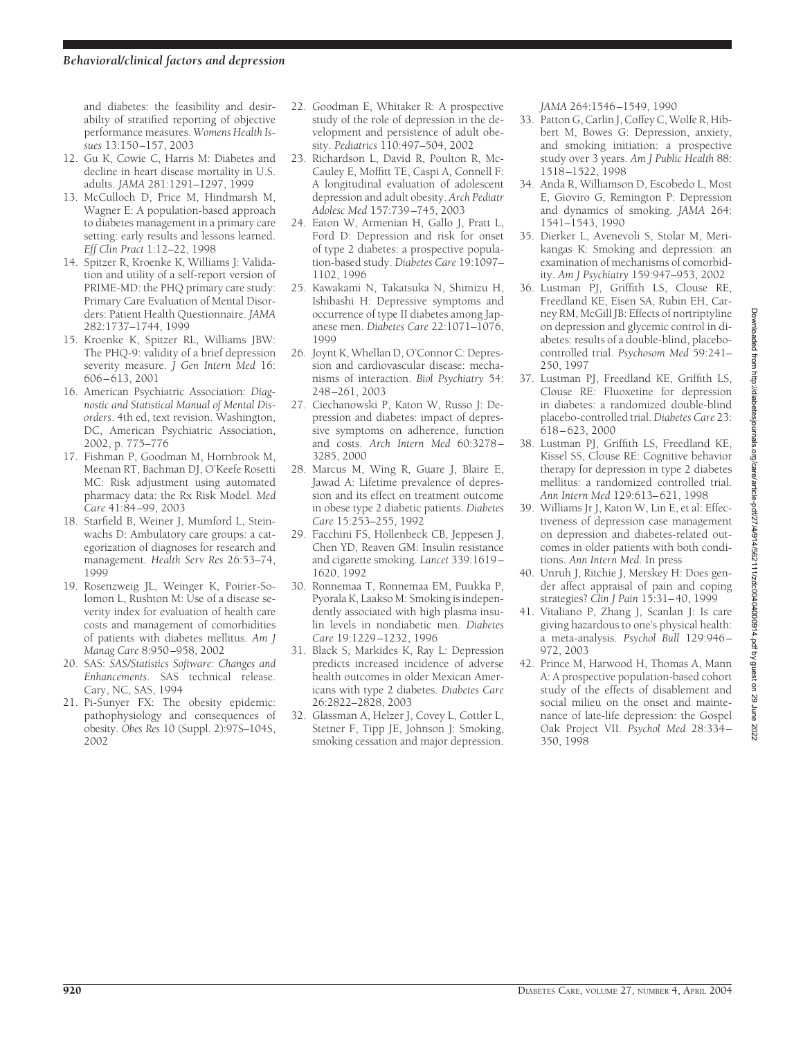and diabetes: the feasibility and desirabilty of stratified reporting of objective performance measures. *Womens Health Issues* 13:150–157, 2003

12. Gu K, Cowie C, Harris M: Diabetes and decline in heart disease mortality in U.S. adults. *JAMA* 281:1291–1297, 1999
13. McCulloch D, Price M, Hindmarsh M, Wagner E: A population-based approach to diabetes management in a primary care setting: early results and lessons learned. *Eff Clin Pract* 1:12–22, 1998
14. Spitzer R, Kroenke K, Williams J: Validation and utility of a self-report version of PRIME-MD: the PHQ primary care study: Primary Care Evaluation of Mental Disorders: Patient Health Questionnaire. *JAMA* 282:1737–1744, 1999
15. Kroenke K, Spitzer RL, Williams JBW: The PHQ-9: validity of a brief depression severity measure. *J Gen Intern Med* 16: 606–613, 2001
16. American Psychiatric Association: *Diagnostic and Statistical Manual of Mental Disorders*. 4th ed, text revision. Washington, DC, American Psychiatric Association, 2002, p. 775–776
17. Fishman P, Goodman M, Hornbrook M, Meenan RT, Bachman DJ, O'Keefe Rosetti MC: Risk adjustment using automated pharmacy data: the Rx Risk Model. *Med Care* 41:84–99, 2003
18. Starfield B, Weiner J, Mumford L, Steinwachs D: Ambulatory care groups: a categorization of diagnoses for research and management. *Health Serv Res* 26:53–74, 1999
19. Rosenzweig JL, Weinger K, Poirier-Solomon L, Rushton M: Use of a disease severity index for evaluation of health care costs and management of comorbidities of patients with diabetes mellitus. *Am J Manag Care* 8:950–958, 2002
20. SAS: *SAS/Statistics Software: Changes and Enhancements*. SAS technical release. Cary, NC, SAS, 1994
21. Pi-Sunyer FX: The obesity epidemic: pathophysiology and consequences of obesity. *Obes Res* 10 (Suppl. 2):97S–104S, 2002
22. Goodman E, Whitaker R: A prospective study of the role of depression in the development and persistence of adult obesity. *Pediatrics* 110:497–504, 2002
23. Richardson L, David R, Poulton R, McCauley E, Moffitt TE, Caspi A, Connell F: A longitudinal evaluation of adolescent depression and adult obesity. *Arch Pediatr Adolesc Med* 157:739–745, 2003
24. Eaton W, Armenian H, Gallo J, Pratt L, Ford D: Depression and risk for onset of type 2 diabetes: a prospective population-based study. *Diabetes Care* 19:1097–1102, 1996
25. Kawakami N, Takatsuka N, Shimizu H, Ishibashi H: Depressive symptoms and occurrence of type II diabetes among Japanese men. *Diabetes Care* 22:1071–1076, 1999
26. Joynt K, Whellan D, O'Connor C: Depression and cardiovascular disease: mechanisms of interaction. *Biol Psychiatry* 54: 248–261, 2003
27. Ciechanowski P, Katon W, Russo J: Depression and diabetes: impact of depressive symptoms on adherence, function and costs. *Arch Intern Med* 60:3278–3285, 2000
28. Marcus M, Wing R, Guare J, Blaire E, Jawad A: Lifetime prevalence of depression and its effect on treatment outcome in obese type 2 diabetic patients. *Diabetes Care* 15:253–255, 1992
29. Facchini FS, Hollenbeck CB, Jeppesen J, Chen YD, Reaven GM: Insulin resistance and cigarette smoking. *Lancet* 339:1619–1620, 1992
30. Ronnemaa T, Ronnemaa EM, Puukka P, Pyorala K, Laakso M: Smoking is independently associated with high plasma insulin levels in nondiabetic men. *Diabetes Care* 19:1229–1232, 1996
31. Black S, Markides K, Ray L: Depression predicts increased incidence of adverse health outcomes in older Mexican Americans with type 2 diabetes. *Diabetes Care* 26:2822–2828, 2003
32. Glassman A, Helzer J, Covey L, Cottler L, Stetner F, Tipp JE, Johnson J: Smoking, smoking cessation and major depression. *JAMA* 264:1546–1549, 1990
33. Patton G, Carlin J, Coffey C, Wolfe R, Hibbert M, Bowes G: Depression, anxiety, and smoking initiation: a prospective study over 3 years. *Am J Public Health* 88: 1518–1522, 1998
34. Anda R, Williamson D, Escobedo L, Most E, Gioviro G, Remington P: Depression and dynamics of smoking. *JAMA* 264: 1541–1543, 1990
35. Dierker L, Avenevoli S, Stolar M, Merikangas K: Smoking and depression: an examination of mechanisms of comorbidity. *Am J Psychiatry* 159:947–953, 2002
36. Lustman PJ, Griffith LS, Clouse RE, Freedland KE, Eisen SA, Rubin EH, Carney RM, McGill JB: Effects of nortriptyline on depression and glycemic control in diabetes: results of a double-blind, placebo-controlled trial. *Psychosom Med* 59:241–250, 1997
37. Lustman PJ, Freedland KE, Griffith LS, Clouse RE: Fluoxetine for depression in diabetes: a randomized double-blind placebo-controlled trial. *Diabetes Care* 23: 618–623, 2000
38. Lustman PJ, Griffith LS, Freedland KE, Kissel SS, Clouse RE: Cognitive behavior therapy for depression in type 2 diabetes mellitus: a randomized controlled trial. *Ann Intern Med* 129:613–621, 1998
39. Williams Jr J, Katon W, Lin E, et al: Effectiveness of depression case management on depression and diabetes-related outcomes in older patients with both conditions. *Ann Intern Med*. In press
40. Unruh J, Ritchie J, Merskey H: Does gender affect appraisal of pain and coping strategies? *Clin J Pain* 15:31–40, 1999
41. Vitaliano P, Zhang J, Scanlan J: Is care giving hazardous to one's physical health: a meta-analysis. *Psychol Bull* 129:946–972, 2003
42. Prince M, Harwood H, Thomas A, Mann A: A prospective population-based cohort study of the effects of disablement and social milieu on the onset and maintenance of late-life depression: the Gospel Oak Project VII. *Psychol Med* 28:334–350, 1998